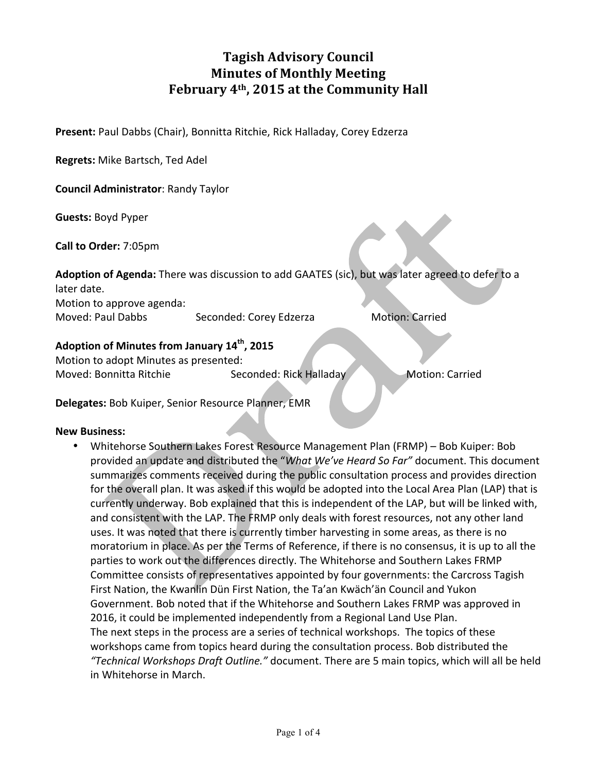# Tagish Advisory Council
# Minutes of Monthly Meeting
# February 4th, 2015 at the Community Hall

**Present:** Paul Dabbs (Chair), Bonnitta Ritchie, Rick Halladay, Corey Edzerza

**Regrets:** Mike Bartsch, Ted Adel

**Council Administrator**: Randy Taylor

**Guests:** Boyd Pyper

**Call to Order:** 7:05pm

**Adoption of Agenda:** There was discussion to add GAATES (sic), but was later agreed to defer to a later date.
Motion to approve agenda:
Moved: Paul Dabbs Seconded: Corey Edzerza Motion: Carried

**Adoption of Minutes from January 14th, 2015**
Motion to adopt Minutes as presented:
Moved: Bonnitta Ritchie Seconded: Rick Halladay Motion: Carried

**Delegates:** Bob Kuiper, Senior Resource Planner, EMR

**New Business:**

- Whitehorse Southern Lakes Forest Resource Management Plan (FRMP) – Bob Kuiper: Bob provided an update and distributed the "*What We've Heard So Far*" document. This document summarizes comments received during the public consultation process and provides direction for the overall plan. It was asked if this would be adopted into the Local Area Plan (LAP) that is currently underway. Bob explained that this is independent of the LAP, but will be linked with, and consistent with the LAP. The FRMP only deals with forest resources, not any other land uses. It was noted that there is currently timber harvesting in some areas, as there is no moratorium in place. As per the Terms of Reference, if there is no consensus, it is up to all the parties to work out the differences directly. The Whitehorse and Southern Lakes FRMP Committee consists of representatives appointed by four governments: the Carcross Tagish First Nation, the Kwanlin Dün First Nation, the Ta'an Kwäch'än Council and Yukon Government. Bob noted that if the Whitehorse and Southern Lakes FRMP was approved in 2016, it could be implemented independently from a Regional Land Use Plan.
  The next steps in the process are a series of technical workshops. The topics of these workshops came from topics heard during the consultation process. Bob distributed the *"Technical Workshops Draft Outline."* document. There are 5 main topics, which will all be held in Whitehorse in March.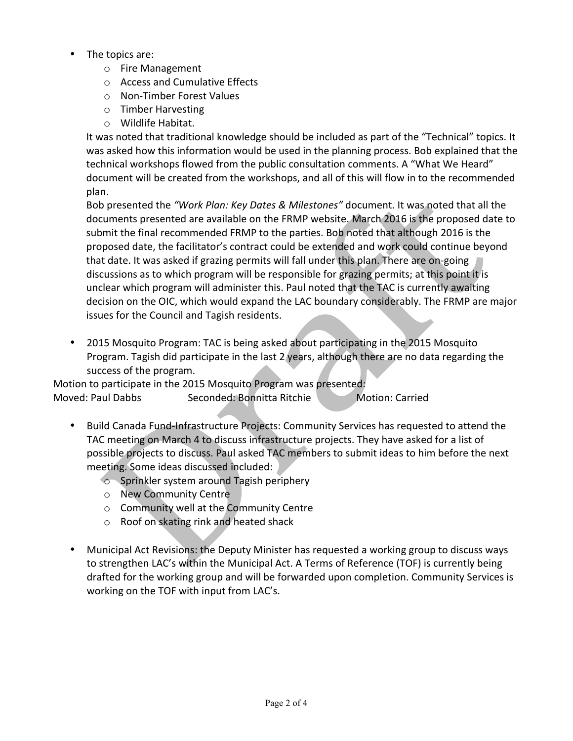- The topics are:
  - Fire Management
  - Access and Cumulative Effects
  - Non-Timber Forest Values
  - Timber Harvesting
  - Wildlife Habitat.

  It was noted that traditional knowledge should be included as part of the "Technical" topics. It was asked how this information would be used in the planning process. Bob explained that the technical workshops flowed from the public consultation comments. A "What We Heard" document will be created from the workshops, and all of this will flow in to the recommended plan.

  Bob presented the *"Work Plan: Key Dates & Milestones"* document. It was noted that all the documents presented are available on the FRMP website. March 2016 is the proposed date to submit the final recommended FRMP to the parties. Bob noted that although 2016 is the proposed date, the facilitator's contract could be extended and work could continue beyond that date. It was asked if grazing permits will fall under this plan. There are on-going discussions as to which program will be responsible for grazing permits; at this point it is unclear which program will administer this. Paul noted that the TAC is currently awaiting decision on the OIC, which would expand the LAC boundary considerably. The FRMP are major issues for the Council and Tagish residents.

- 2015 Mosquito Program: TAC is being asked about participating in the 2015 Mosquito Program. Tagish did participate in the last 2 years, although there are no data regarding the success of the program.

Motion to participate in the 2015 Mosquito Program was presented:
Moved: Paul Dabbs Seconded: Bonnitta Ritchie Motion: Carried

- Build Canada Fund-Infrastructure Projects: Community Services has requested to attend the TAC meeting on March 4 to discuss infrastructure projects. They have asked for a list of possible projects to discuss. Paul asked TAC members to submit ideas to him before the next meeting. Some ideas discussed included:
  - Sprinkler system around Tagish periphery
  - New Community Centre
  - Community well at the Community Centre
  - Roof on skating rink and heated shack

- Municipal Act Revisions: the Deputy Minister has requested a working group to discuss ways to strengthen LAC's within the Municipal Act. A Terms of Reference (TOF) is currently being drafted for the working group and will be forwarded upon completion. Community Services is working on the TOF with input from LAC's.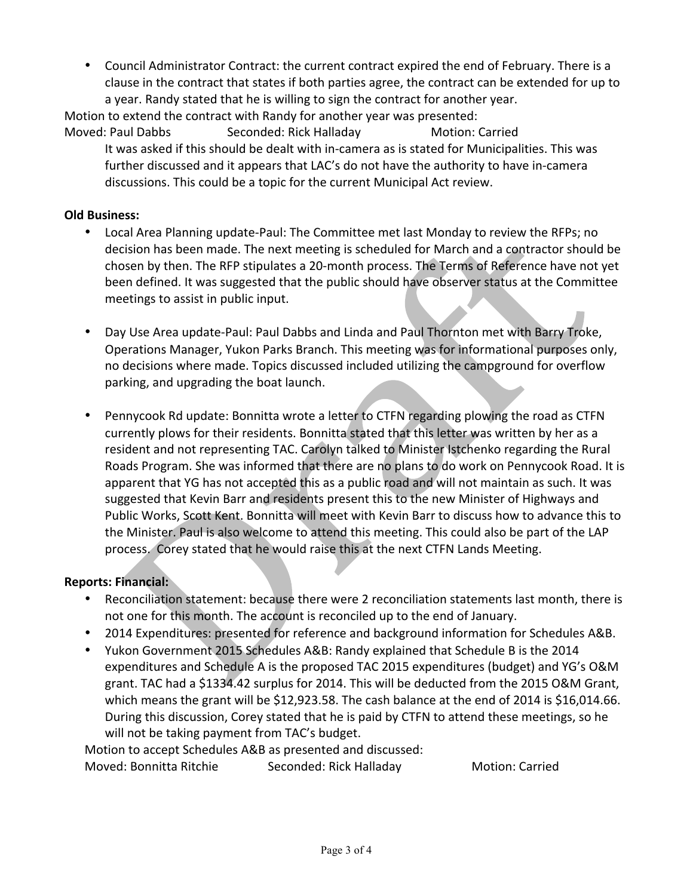- Council Administrator Contract: the current contract expired the end of February. There is a clause in the contract that states if both parties agree, the contract can be extended for up to a year. Randy stated that he is willing to sign the contract for another year.

Motion to extend the contract with Randy for another year was presented:
Moved: Paul Dabbs Seconded: Rick Halladay Motion: Carried

It was asked if this should be dealt with in-camera as is stated for Municipalities. This was further discussed and it appears that LAC's do not have the authority to have in-camera discussions. This could be a topic for the current Municipal Act review.

**Old Business:**

- Local Area Planning update-Paul: The Committee met last Monday to review the RFPs; no decision has been made. The next meeting is scheduled for March and a contractor should be chosen by then. The RFP stipulates a 20-month process. The Terms of Reference have not yet been defined. It was suggested that the public should have observer status at the Committee meetings to assist in public input.

- Day Use Area update-Paul: Paul Dabbs and Linda and Paul Thornton met with Barry Troke, Operations Manager, Yukon Parks Branch. This meeting was for informational purposes only, no decisions where made. Topics discussed included utilizing the campground for overflow parking, and upgrading the boat launch.

- Pennycook Rd update: Bonnitta wrote a letter to CTFN regarding plowing the road as CTFN currently plows for their residents. Bonnitta stated that this letter was written by her as a resident and not representing TAC. Carolyn talked to Minister Istchenko regarding the Rural Roads Program. She was informed that there are no plans to do work on Pennycook Road. It is apparent that YG has not accepted this as a public road and will not maintain as such. It was suggested that Kevin Barr and residents present this to the new Minister of Highways and Public Works, Scott Kent. Bonnitta will meet with Kevin Barr to discuss how to advance this to the Minister. Paul is also welcome to attend this meeting. This could also be part of the LAP process. Corey stated that he would raise this at the next CTFN Lands Meeting.

**Reports: Financial:**

- Reconciliation statement: because there were 2 reconciliation statements last month, there is not one for this month. The account is reconciled up to the end of January.
- 2014 Expenditures: presented for reference and background information for Schedules A&B.
- Yukon Government 2015 Schedules A&B: Randy explained that Schedule B is the 2014 expenditures and Schedule A is the proposed TAC 2015 expenditures (budget) and YG's O&M grant. TAC had a $1334.42 surplus for 2014. This will be deducted from the 2015 O&M Grant, which means the grant will be $12,923.58. The cash balance at the end of 2014 is $16,014.66. During this discussion, Corey stated that he is paid by CTFN to attend these meetings, so he will not be taking payment from TAC's budget.

Motion to accept Schedules A&B as presented and discussed:
Moved: Bonnitta Ritchie Seconded: Rick Halladay Motion: Carried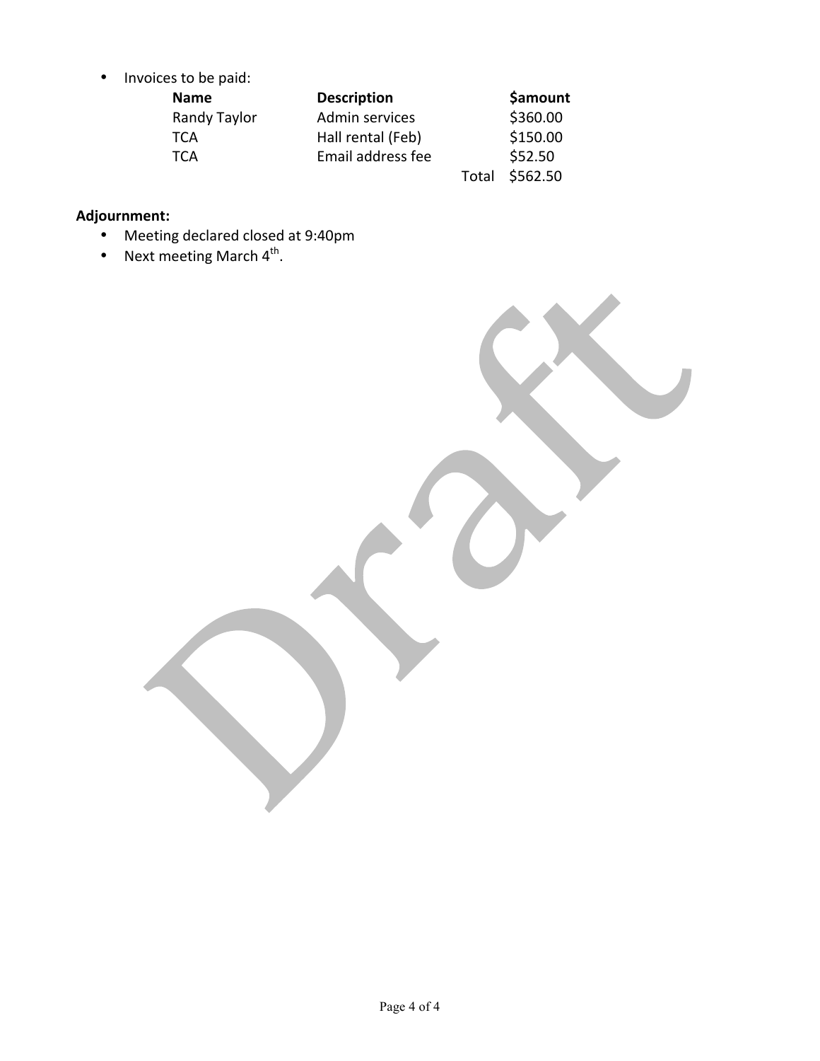- Invoices to be paid:

| Name | Description | | $amount |
|---|---|---|---|
| Randy Taylor | Admin services | | $360.00 |
| TCA | Hall rental (Feb) | | $150.00 |
| TCA | Email address fee | | $52.50 |
| | | Total | $562.50 |

**Adjournment:**

- Meeting declared closed at 9:40pm
- Next meeting March 4th.

Draft